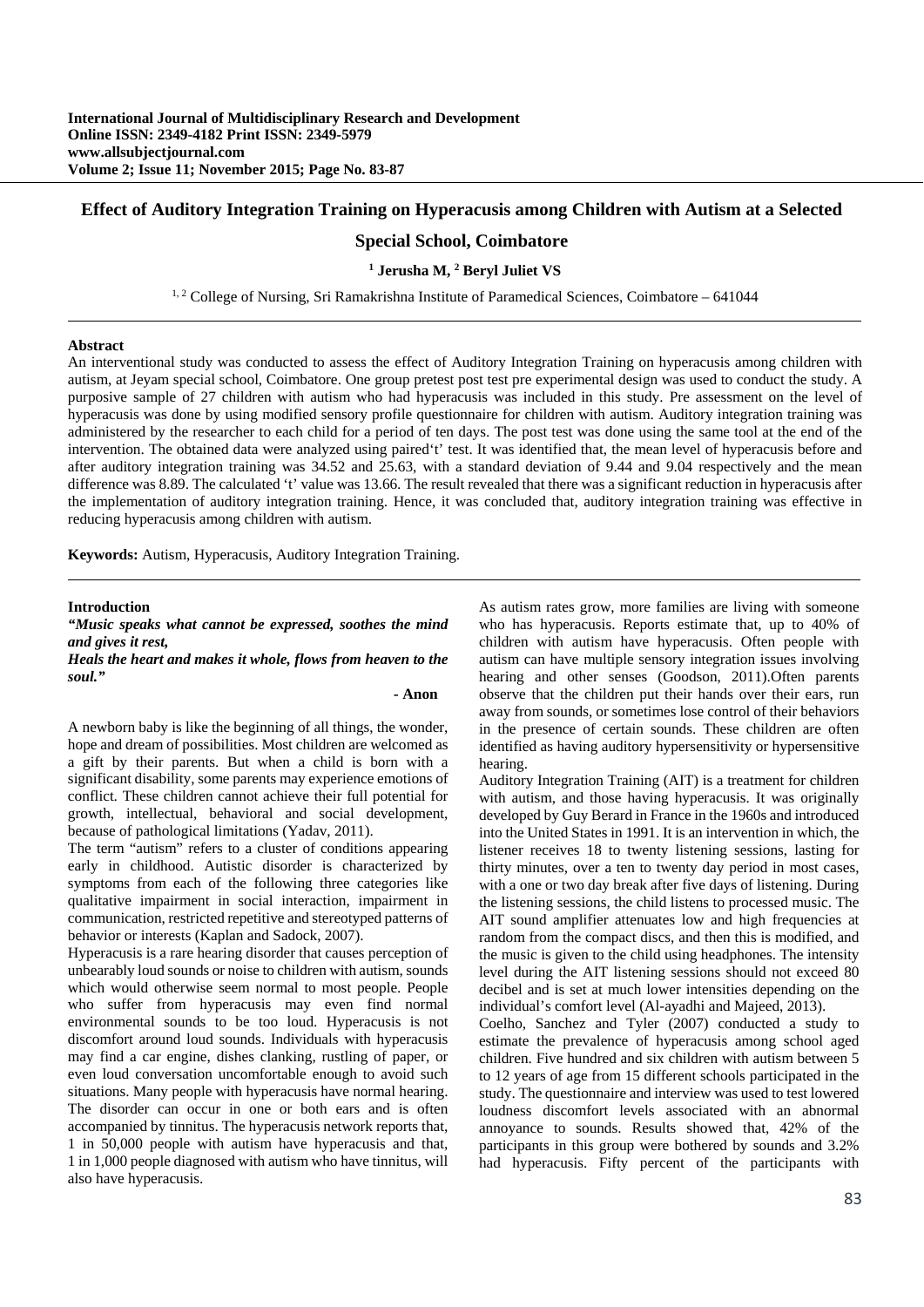**International Journal of Multidisciplinary Research and Development**
**Online ISSN: 2349-4182 Print ISSN: 2349-5979**
**www.allsubjectjournal.com**
**Volume 2; Issue 11; November 2015; Page No. 83-87**

# Effect of Auditory Integration Training on Hyperacusis among Children with Autism at a Selected Special School, Coimbatore

**[1] Jerusha M, [2] Beryl Juliet VS**

[1, 2] College of Nursing, Sri Ramakrishna Institute of Paramedical Sciences, Coimbatore – 641044

**Abstract**

An interventional study was conducted to assess the effect of Auditory Integration Training on hyperacusis among children with autism, at Jeyam special school, Coimbatore. One group pretest post test pre experimental design was used to conduct the study. A purposive sample of 27 children with autism who had hyperacusis was included in this study. Pre assessment on the level of hyperacusis was done by using modified sensory profile questionnaire for children with autism. Auditory integration training was administered by the researcher to each child for a period of ten days. The post test was done using the same tool at the end of the intervention. The obtained data were analyzed using paired't' test. It was identified that, the mean level of hyperacusis before and after auditory integration training was 34.52 and 25.63, with a standard deviation of 9.44 and 9.04 respectively and the mean difference was 8.89. The calculated 't' value was 13.66. The result revealed that there was a significant reduction in hyperacusis after the implementation of auditory integration training. Hence, it was concluded that, auditory integration training was effective in reducing hyperacusis among children with autism.

**Keywords:** Autism, Hyperacusis, Auditory Integration Training.

## Introduction

***"Music speaks what cannot be expressed, soothes the mind and gives it rest,***
***Heals the heart and makes it whole, flows from heaven to the soul."***

**- Anon**

A newborn baby is like the beginning of all things, the wonder, hope and dream of possibilities. Most children are welcomed as a gift by their parents. But when a child is born with a significant disability, some parents may experience emotions of conflict. These children cannot achieve their full potential for growth, intellectual, behavioral and social development, because of pathological limitations (Yadav, 2011).

The term "autism" refers to a cluster of conditions appearing early in childhood. Autistic disorder is characterized by symptoms from each of the following three categories like qualitative impairment in social interaction, impairment in communication, restricted repetitive and stereotyped patterns of behavior or interests (Kaplan and Sadock, 2007).

Hyperacusis is a rare hearing disorder that causes perception of unbearably loud sounds or noise to children with autism, sounds which would otherwise seem normal to most people. People who suffer from hyperacusis may even find normal environmental sounds to be too loud. Hyperacusis is not discomfort around loud sounds. Individuals with hyperacusis may find a car engine, dishes clanking, rustling of paper, or even loud conversation uncomfortable enough to avoid such situations. Many people with hyperacusis have normal hearing. The disorder can occur in one or both ears and is often accompanied by tinnitus. The hyperacusis network reports that, 1 in 50,000 people with autism have hyperacusis and that, 1 in 1,000 people diagnosed with autism who have tinnitus, will also have hyperacusis.

As autism rates grow, more families are living with someone who has hyperacusis. Reports estimate that, up to 40% of children with autism have hyperacusis. Often people with autism can have multiple sensory integration issues involving hearing and other senses (Goodson, 2011).Often parents observe that the children put their hands over their ears, run away from sounds, or sometimes lose control of their behaviors in the presence of certain sounds. These children are often identified as having auditory hypersensitivity or hypersensitive hearing.

Auditory Integration Training (AIT) is a treatment for children with autism, and those having hyperacusis. It was originally developed by Guy Berard in France in the 1960s and introduced into the United States in 1991. It is an intervention in which, the listener receives 18 to twenty listening sessions, lasting for thirty minutes, over a ten to twenty day period in most cases, with a one or two day break after five days of listening. During the listening sessions, the child listens to processed music. The AIT sound amplifier attenuates low and high frequencies at random from the compact discs, and then this is modified, and the music is given to the child using headphones. The intensity level during the AIT listening sessions should not exceed 80 decibel and is set at much lower intensities depending on the individual's comfort level (Al-ayadhi and Majeed, 2013).

Coelho, Sanchez and Tyler (2007) conducted a study to estimate the prevalence of hyperacusis among school aged children. Five hundred and six children with autism between 5 to 12 years of age from 15 different schools participated in the study. The questionnaire and interview was used to test lowered loudness discomfort levels associated with an abnormal annoyance to sounds. Results showed that, 42% of the participants in this group were bothered by sounds and 3.2% had hyperacusis. Fifty percent of the participants with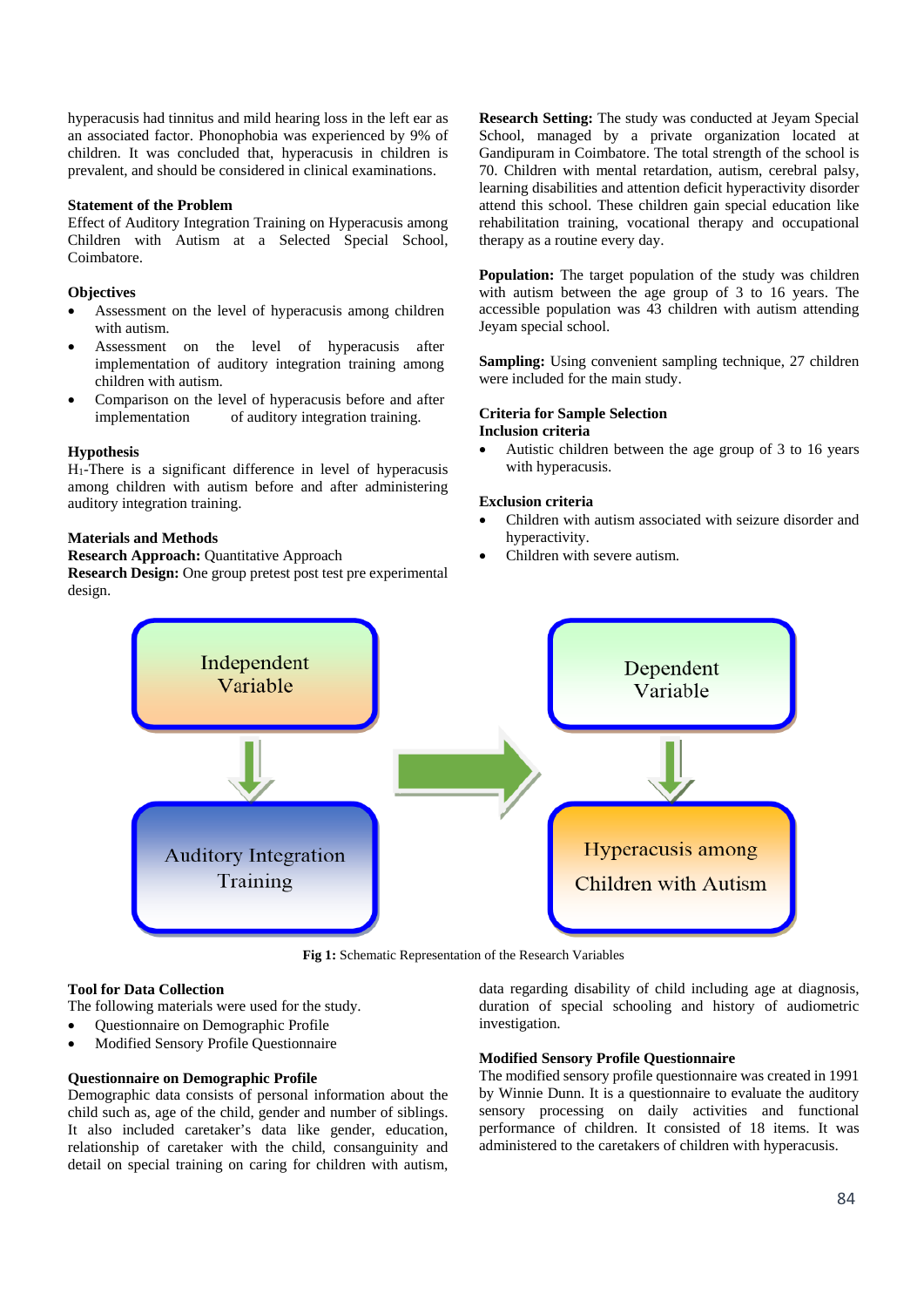hyperacusis had tinnitus and mild hearing loss in the left ear as an associated factor. Phonophobia was experienced by 9% of children. It was concluded that, hyperacusis in children is prevalent, and should be considered in clinical examinations.

### Statement of the Problem

Effect of Auditory Integration Training on Hyperacusis among Children with Autism at a Selected Special School, Coimbatore.

### Objectives

- Assessment on the level of hyperacusis among children with autism.
- Assessment on the level of hyperacusis after implementation of auditory integration training among children with autism.
- Comparison on the level of hyperacusis before and after implementation of auditory integration training.

### Hypothesis

$H_1$-There is a significant difference in level of hyperacusis among children with autism before and after administering auditory integration training.

### Materials and Methods

**Research Approach:** Quantitative Approach

**Research Design:** One group pretest post test pre experimental design.

**Research Setting:** The study was conducted at Jeyam Special School, managed by a private organization located at Gandipuram in Coimbatore. The total strength of the school is 70. Children with mental retardation, autism, cerebral palsy, learning disabilities and attention deficit hyperactivity disorder attend this school. These children gain special education like rehabilitation training, vocational therapy and occupational therapy as a routine every day.

**Population:** The target population of the study was children with autism between the age group of 3 to 16 years. The accessible population was 43 children with autism attending Jeyam special school.

**Sampling:** Using convenient sampling technique, 27 children were included for the main study.

### Criteria for Sample Selection

**Inclusion criteria**

- Autistic children between the age group of 3 to 16 years with hyperacusis.

**Exclusion criteria**

- Children with autism associated with seizure disorder and hyperactivity.
- Children with severe autism.

Independent Variable → Auditory Integration Training

Dependent Variable → Hyperacusis among Children with Autism

**Fig 1:** Schematic Representation of the Research Variables

### Tool for Data Collection

The following materials were used for the study.

- Questionnaire on Demographic Profile
- Modified Sensory Profile Questionnaire

### Questionnaire on Demographic Profile

Demographic data consists of personal information about the child such as, age of the child, gender and number of siblings. It also included caretaker's data like gender, education, relationship of caretaker with the child, consanguinity and detail on special training on caring for children with autism, data regarding disability of child including age at diagnosis, duration of special schooling and history of audiometric investigation.

### Modified Sensory Profile Questionnaire

The modified sensory profile questionnaire was created in 1991 by Winnie Dunn. It is a questionnaire to evaluate the auditory sensory processing on daily activities and functional performance of children. It consisted of 18 items. It was administered to the caretakers of children with hyperacusis.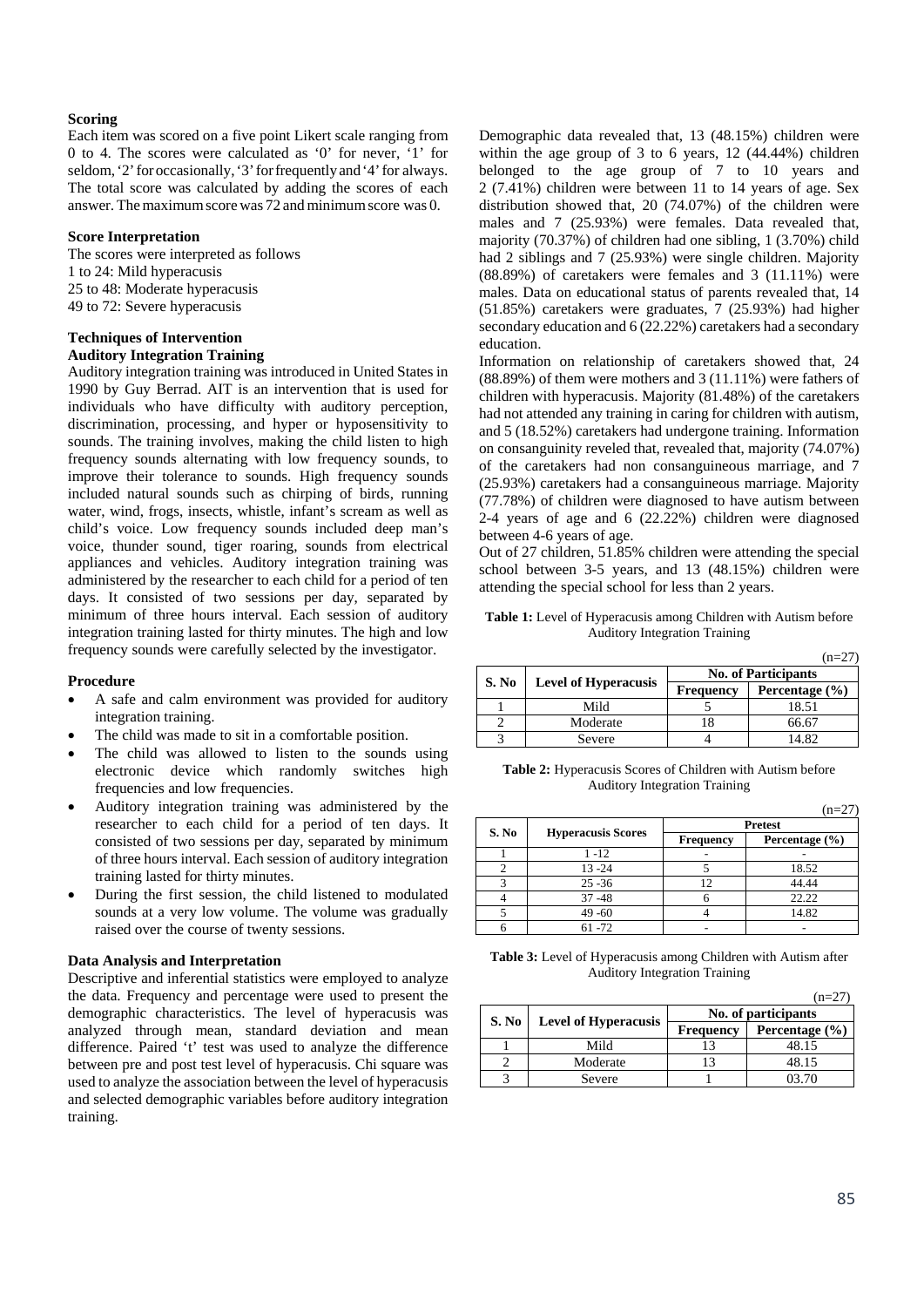### Scoring

Each item was scored on a five point Likert scale ranging from 0 to 4. The scores were calculated as '0' for never, '1' for seldom, '2' for occasionally, '3' for frequently and '4' for always. The total score was calculated by adding the scores of each answer. The maximum score was 72 and minimum score was 0.

### Score Interpretation

The scores were interpreted as follows
1 to 24: Mild hyperacusis
25 to 48: Moderate hyperacusis
49 to 72: Severe hyperacusis

### Techniques of Intervention

#### Auditory Integration Training

Auditory integration training was introduced in United States in 1990 by Guy Berrad. AIT is an intervention that is used for individuals who have difficulty with auditory perception, discrimination, processing, and hyper or hyposensitivity to sounds. The training involves, making the child listen to high frequency sounds alternating with low frequency sounds, to improve their tolerance to sounds. High frequency sounds included natural sounds such as chirping of birds, running water, wind, frogs, insects, whistle, infant's scream as well as child's voice. Low frequency sounds included deep man's voice, thunder sound, tiger roaring, sounds from electrical appliances and vehicles. Auditory integration training was administered by the researcher to each child for a period of ten days. It consisted of two sessions per day, separated by minimum of three hours interval. Each session of auditory integration training lasted for thirty minutes. The high and low frequency sounds were carefully selected by the investigator.

### Procedure

- A safe and calm environment was provided for auditory integration training.
- The child was made to sit in a comfortable position.
- The child was allowed to listen to the sounds using electronic device which randomly switches high frequencies and low frequencies.
- Auditory integration training was administered by the researcher to each child for a period of ten days. It consisted of two sessions per day, separated by minimum of three hours interval. Each session of auditory integration training lasted for thirty minutes.
- During the first session, the child listened to modulated sounds at a very low volume. The volume was gradually raised over the course of twenty sessions.

### Data Analysis and Interpretation

Descriptive and inferential statistics were employed to analyze the data. Frequency and percentage were used to present the demographic characteristics. The level of hyperacusis was analyzed through mean, standard deviation and mean difference. Paired 't' test was used to analyze the difference between pre and post test level of hyperacusis. Chi square was used to analyze the association between the level of hyperacusis and selected demographic variables before auditory integration training.

Demographic data revealed that, 13 (48.15%) children were within the age group of 3 to 6 years, 12 (44.44%) children belonged to the age group of 7 to 10 years and 2 (7.41%) children were between 11 to 14 years of age. Sex distribution showed that, 20 (74.07%) of the children were males and 7 (25.93%) were females. Data revealed that, majority (70.37%) of children had one sibling, 1 (3.70%) child had 2 siblings and 7 (25.93%) were single children. Majority (88.89%) of caretakers were females and 3 (11.11%) were males. Data on educational status of parents revealed that, 14 (51.85%) caretakers were graduates, 7 (25.93%) had higher secondary education and 6 (22.22%) caretakers had a secondary education.

Information on relationship of caretakers showed that, 24 (88.89%) of them were mothers and 3 (11.11%) were fathers of children with hyperacusis. Majority (81.48%) of the caretakers had not attended any training in caring for children with autism, and 5 (18.52%) caretakers had undergone training. Information on consanguinity reveled that, revealed that, majority (74.07%) of the caretakers had non consanguineous marriage, and 7 (25.93%) caretakers had a consanguineous marriage. Majority (77.78%) of children were diagnosed to have autism between 2-4 years of age and 6 (22.22%) children were diagnosed between 4-6 years of age.

Out of 27 children, 51.85% children were attending the special school between 3-5 years, and 13 (48.15%) children were attending the special school for less than 2 years.

**Table 1:** Level of Hyperacusis among Children with Autism before Auditory Integration Training

(n=27)

| S. No | Level of Hyperacusis | No. of Participants | |
|---|---|---|---|
| | | Frequency | Percentage (%) |
| 1 | Mild | 5 | 18.51 |
| 2 | Moderate | 18 | 66.67 |
| 3 | Severe | 4 | 14.82 |

**Table 2:** Hyperacusis Scores of Children with Autism before Auditory Integration Training

(n=27)

| S. No | Hyperacusis Scores | Pretest | |
|---|---|---|---|
| | | Frequency | Percentage (%) |
| 1 | 1 -12 | - | - |
| 2 | 13 -24 | 5 | 18.52 |
| 3 | 25 -36 | 12 | 44.44 |
| 4 | 37 -48 | 6 | 22.22 |
| 5 | 49 -60 | 4 | 14.82 |
| 6 | 61 -72 | - | - |

**Table 3:** Level of Hyperacusis among Children with Autism after Auditory Integration Training

(n=27)

| S. No | Level of Hyperacusis | No. of participants | |
|---|---|---|---|
| | | Frequency | Percentage (%) |
| 1 | Mild | 13 | 48.15 |
| 2 | Moderate | 13 | 48.15 |
| 3 | Severe | 1 | 03.70 |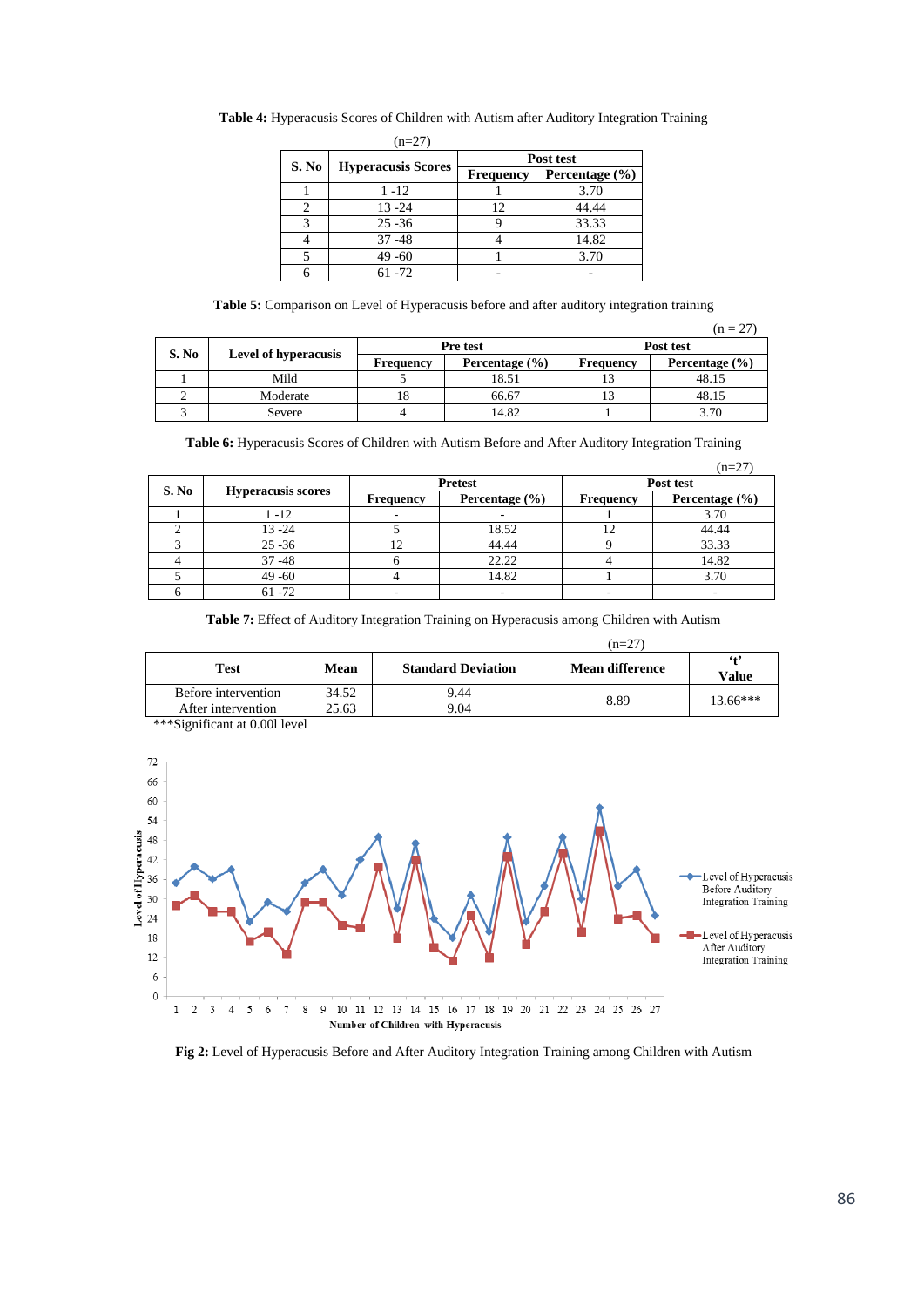**Table 4:** Hyperacusis Scores of Children with Autism after Auditory Integration Training

(n=27)

| S. No | Hyperacusis Scores | Post test | |
|---|---|---|---|
| | | Frequency | Percentage (%) |
| 1 | 1 -12 | 1 | 3.70 |
| 2 | 13 -24 | 12 | 44.44 |
| 3 | 25 -36 | 9 | 33.33 |
| 4 | 37 -48 | 4 | 14.82 |
| 5 | 49 -60 | 1 | 3.70 |
| 6 | 61 -72 | - | - |

**Table 5:** Comparison on Level of Hyperacusis before and after auditory integration training

(n = 27)

| S. No | Level of hyperacusis | Pre test | | Post test | |
|---|---|---|---|---|---|
| | | Frequency | Percentage (%) | Frequency | Percentage (%) |
| 1 | Mild | 5 | 18.51 | 13 | 48.15 |
| 2 | Moderate | 18 | 66.67 | 13 | 48.15 |
| 3 | Severe | 4 | 14.82 | 1 | 3.70 |

**Table 6:** Hyperacusis Scores of Children with Autism Before and After Auditory Integration Training

(n=27)

| S. No | Hyperacusis scores | Pretest | | Post test | |
|---|---|---|---|---|---|
| | | Frequency | Percentage (%) | Frequency | Percentage (%) |
| 1 | 1 -12 | - | - | 1 | 3.70 |
| 2 | 13 -24 | 5 | 18.52 | 12 | 44.44 |
| 3 | 25 -36 | 12 | 44.44 | 9 | 33.33 |
| 4 | 37 -48 | 6 | 22.22 | 4 | 14.82 |
| 5 | 49 -60 | 4 | 14.82 | 1 | 3.70 |
| 6 | 61 -72 | - | - | - | - |

**Table 7:** Effect of Auditory Integration Training on Hyperacusis among Children with Autism

(n=27)

| Test | Mean | Standard Deviation | Mean difference | 't' Value |
|---|---|---|---|---|
| Before intervention | 34.52 | 9.44 | 8.89 | 13.66*** |
| After intervention | 25.63 | 9.04 | | |

***Significant at 0.001 level

**Fig 2:** Level of Hyperacusis Before and After Auditory Integration Training among Children with Autism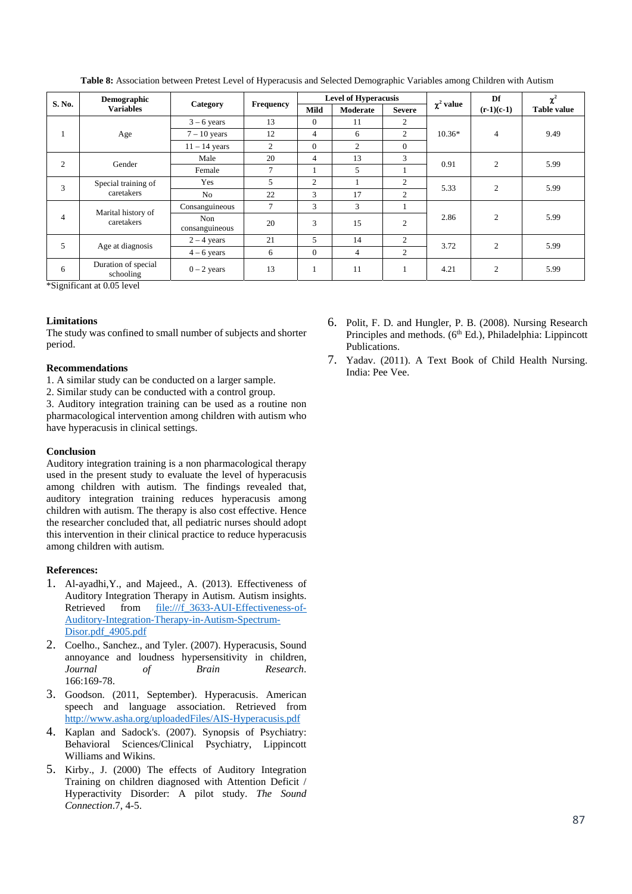**Table 8:** Association between Pretest Level of Hyperacusis and Selected Demographic Variables among Children with Autism

| S. No. | Demographic Variables | Category | Frequency | Level of Hyperacusis | | | $\chi^2$ value | Df (r-1)(c-1) | $\chi^2$ Table value |
|---|---|---|---|---|---|---|---|---|---|
| | | | | Mild | Moderate | Severe | | | |
| 1 | Age | 3 – 6 years | 13 | 0 | 11 | 2 | 10.36* | 4 | 9.49 |
| | | 7 – 10 years | 12 | 4 | 6 | 2 | | | |
| | | 11 – 14 years | 2 | 0 | 2 | 0 | | | |
| 2 | Gender | Male | 20 | 4 | 13 | 3 | 0.91 | 2 | 5.99 |
| | | Female | 7 | 1 | 5 | 1 | | | |
| 3 | Special training of caretakers | Yes | 5 | 2 | 1 | 2 | 5.33 | 2 | 5.99 |
| | | No | 22 | 3 | 17 | 2 | | | |
| 4 | Marital history of caretakers | Consanguineous | 7 | 3 | 3 | 1 | 2.86 | 2 | 5.99 |
| | | Non consanguineous | 20 | 3 | 15 | 2 | | | |
| 5 | Age at diagnosis | 2 – 4 years | 21 | 5 | 14 | 2 | 3.72 | 2 | 5.99 |
| | | 4 – 6 years | 6 | 0 | 4 | 2 | | | |
| 6 | Duration of special schooling | 0 – 2 years | 13 | 1 | 11 | 1 | 4.21 | 2 | 5.99 |

*Significant at 0.05 level

## Limitations

The study was confined to small number of subjects and shorter period.

## Recommendations

1. A similar study can be conducted on a larger sample.
2. Similar study can be conducted with a control group.
3. Auditory integration training can be used as a routine non pharmacological intervention among children with autism who have hyperacusis in clinical settings.

## Conclusion

Auditory integration training is a non pharmacological therapy used in the present study to evaluate the level of hyperacusis among children with autism. The findings revealed that, auditory integration training reduces hyperacusis among children with autism. The therapy is also cost effective. Hence the researcher concluded that, all pediatric nurses should adopt this intervention in their clinical practice to reduce hyperacusis among children with autism.

## References:

1. Al-ayadhi,Y., and Majeed., A. (2013). Effectiveness of Auditory Integration Therapy in Autism. Autism insights. Retrieved from [file:///f_3633-AUI-Effectiveness-of-Auditory-Integration-Therapy-in-Autism-Spectrum-Disor.pdf_4905.pdf](file:///f_3633-AUI-Effectiveness-of-Auditory-Integration-Therapy-in-Autism-Spectrum-Disor.pdf_4905.pdf)
2. Coelho., Sanchez., and Tyler. (2007). Hyperacusis, Sound annoyance and loudness hypersensitivity in children, *Journal of Brain Research*. 166:169-78.
3. Goodson. (2011, September). Hyperacusis. American speech and language association. Retrieved from [http://www.asha.org/uploadedFiles/AIS-Hyperacusis.pdf](http://www.asha.org/uploadedFiles/AIS-Hyperacusis.pdf)
4. Kaplan and Sadock's. (2007). Synopsis of Psychiatry: Behavioral Sciences/Clinical Psychiatry, Lippincott Williams and Wikins.
5. Kirby., J. (2000) The effects of Auditory Integration Training on children diagnosed with Attention Deficit / Hyperactivity Disorder: A pilot study. *The Sound Connection*.7, 4-5.
6. Polit, F. D. and Hungler, P. B. (2008). Nursing Research Principles and methods. (6th Ed.), Philadelphia: Lippincott Publications.
7. Yadav. (2011). A Text Book of Child Health Nursing. India: Pee Vee.